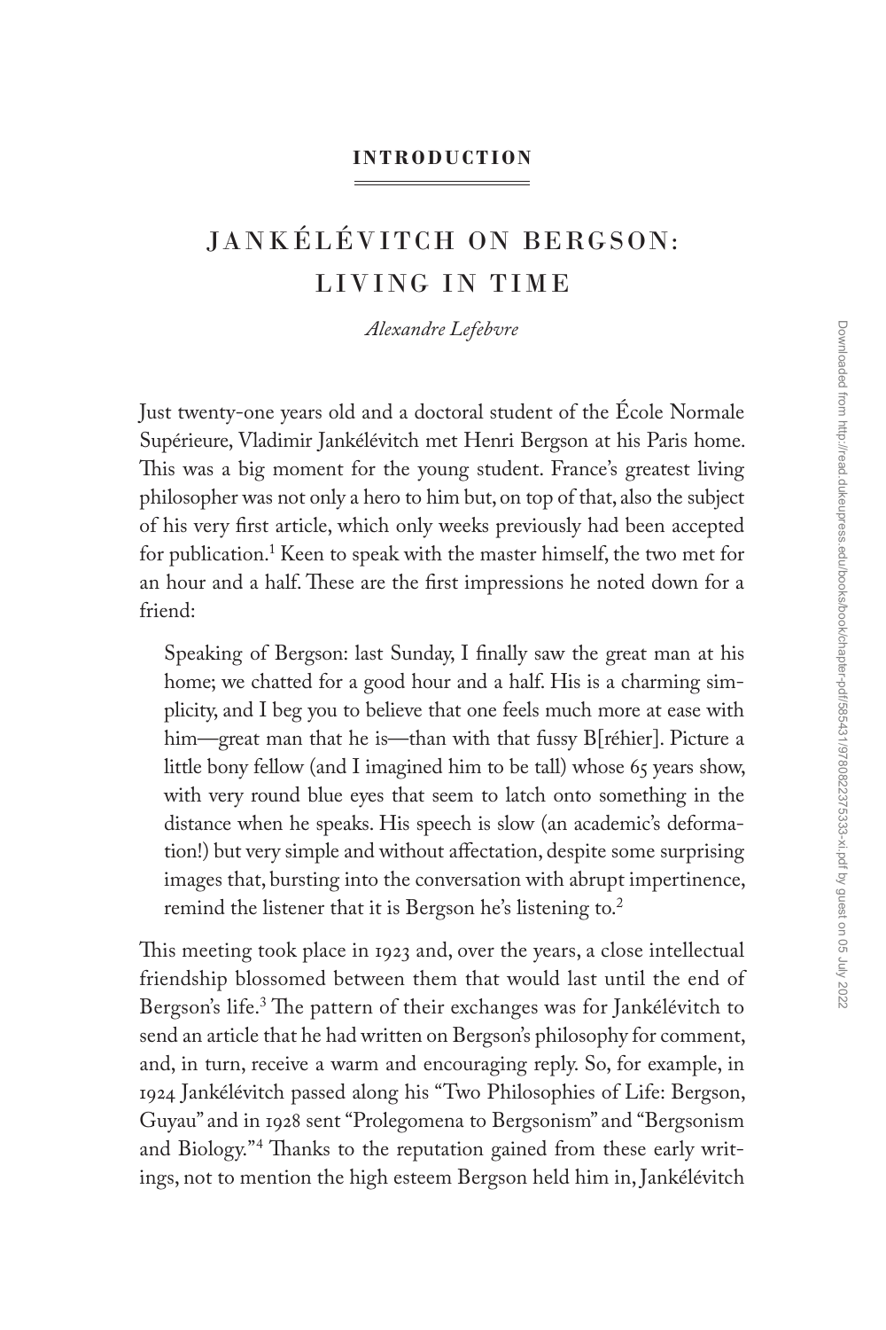**INTRODUCTION**

# JANKÉLÉVITCH ON BERGSON: LIVING IN TIME

*Alexandre Lefebvre*

Just twenty-one years old and a doctoral student of the École Normale Supérieure, Vladimir Jankélévitch met Henri Bergson at his Paris home. This was a big moment for the young student. France's greatest living philosopher was not only a hero to him but, on top of that, also the subject of his very first article, which only weeks previously had been accepted for publication.[1] Keen to speak with the master himself, the two met for an hour and a half. These are the first impressions he noted down for a friend:

> Speaking of Bergson: last Sunday, I finally saw the great man at his home; we chatted for a good hour and a half. His is a charming simplicity, and I beg you to believe that one feels much more at ease with him—great man that he is—than with that fussy B[réhier]. Picture a little bony fellow (and I imagined him to be tall) whose 65 years show, with very round blue eyes that seem to latch onto something in the distance when he speaks. His speech is slow (an academic's deformation!) but very simple and without affectation, despite some surprising images that, bursting into the conversation with abrupt impertinence, remind the listener that it is Bergson he's listening to.[2]

This meeting took place in 1923 and, over the years, a close intellectual friendship blossomed between them that would last until the end of Bergson's life.[3] The pattern of their exchanges was for Jankélévitch to send an article that he had written on Bergson's philosophy for comment, and, in turn, receive a warm and encouraging reply. So, for example, in 1924 Jankélévitch passed along his "Two Philosophies of Life: Bergson, Guyau" and in 1928 sent "Prolegomena to Bergsonism" and "Bergsonism and Biology."[4] Thanks to the reputation gained from these early writings, not to mention the high esteem Bergson held him in, Jankélévitch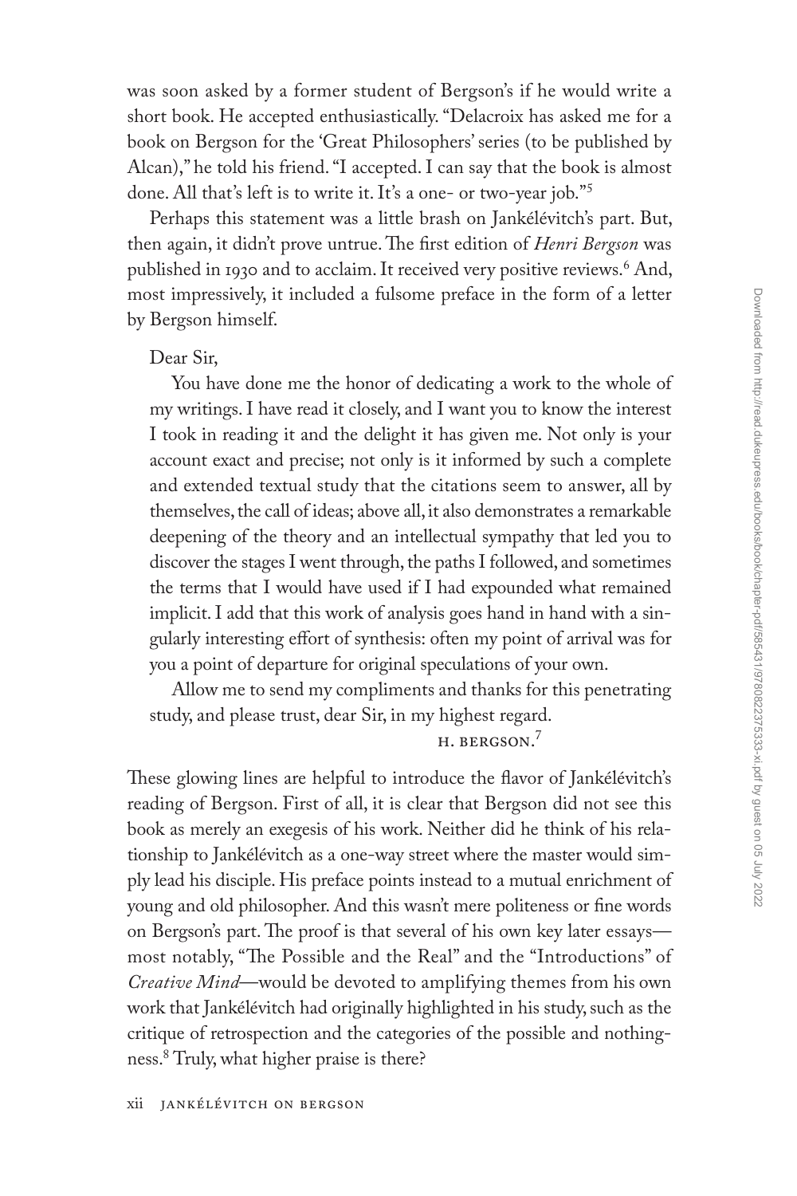was soon asked by a former student of Bergson's if he would write a short book. He accepted enthusiastically. "Delacroix has asked me for a book on Bergson for the 'Great Philosophers' series (to be published by Alcan)," he told his friend. "I accepted. I can say that the book is almost done. All that's left is to write it. It's a one- or two-year job."[5]

Perhaps this statement was a little brash on Jankélévitch's part. But, then again, it didn't prove untrue. The first edition of *Henri Bergson* was published in 1930 and to acclaim. It received very positive reviews.[6] And, most impressively, it included a fulsome preface in the form of a letter by Bergson himself.

> Dear Sir,
>
> You have done me the honor of dedicating a work to the whole of my writings. I have read it closely, and I want you to know the interest I took in reading it and the delight it has given me. Not only is your account exact and precise; not only is it informed by such a complete and extended textual study that the citations seem to answer, all by themselves, the call of ideas; above all, it also demonstrates a remarkable deepening of the theory and an intellectual sympathy that led you to discover the stages I went through, the paths I followed, and sometimes the terms that I would have used if I had expounded what remained implicit. I add that this work of analysis goes hand in hand with a singularly interesting effort of synthesis: often my point of arrival was for you a point of departure for original speculations of your own.
>
> Allow me to send my compliments and thanks for this penetrating study, and please trust, dear Sir, in my highest regard.
>
> H. BERGSON.[7]

These glowing lines are helpful to introduce the flavor of Jankélévitch's reading of Bergson. First of all, it is clear that Bergson did not see this book as merely an exegesis of his work. Neither did he think of his relationship to Jankélévitch as a one-way street where the master would simply lead his disciple. His preface points instead to a mutual enrichment of young and old philosopher. And this wasn't mere politeness or fine words on Bergson's part. The proof is that several of his own key later essays—most notably, "The Possible and the Real" and the "Introductions" of *Creative Mind*—would be devoted to amplifying themes from his own work that Jankélévitch had originally highlighted in his study, such as the critique of retrospection and the categories of the possible and nothingness.[8] Truly, what higher praise is there?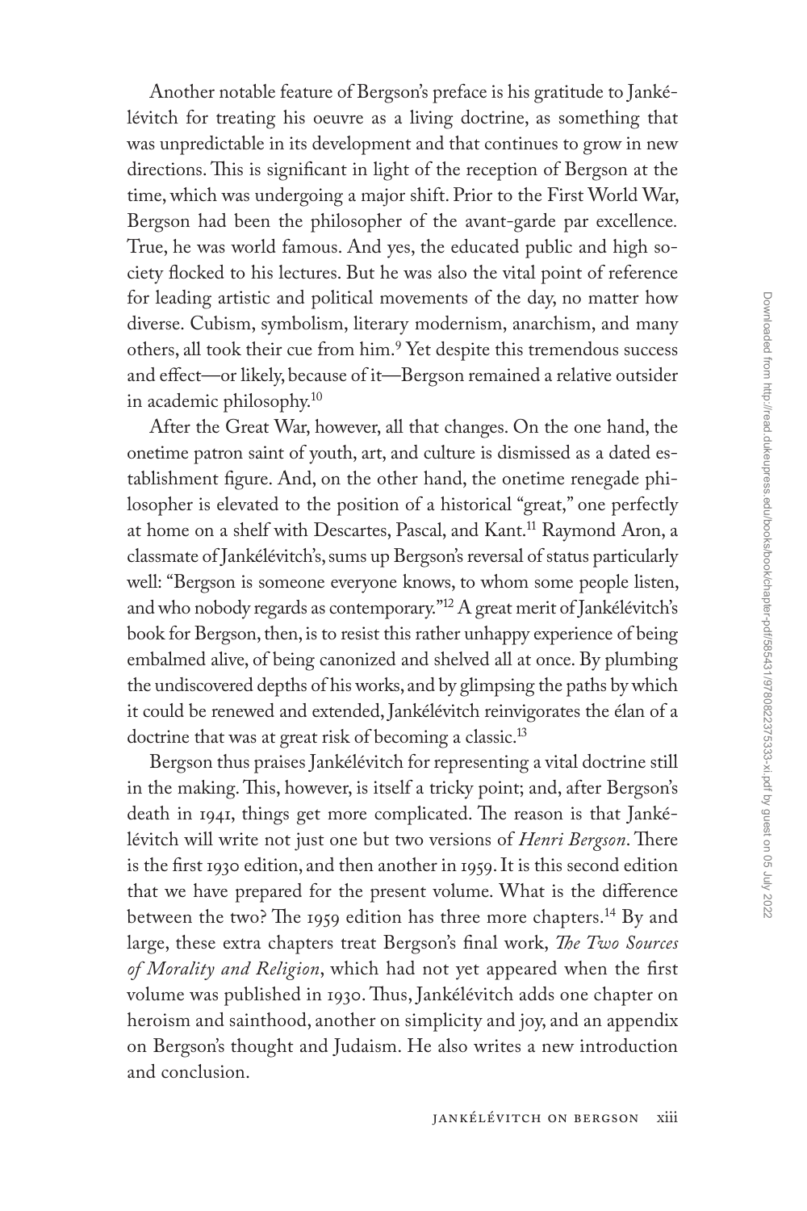Another notable feature of Bergson's preface is his gratitude to Jankélévitch for treating his oeuvre as a living doctrine, as something that was unpredictable in its development and that continues to grow in new directions. This is significant in light of the reception of Bergson at the time, which was undergoing a major shift. Prior to the First World War, Bergson had been the philosopher of the avant-garde par excellence. True, he was world famous. And yes, the educated public and high society flocked to his lectures. But he was also the vital point of reference for leading artistic and political movements of the day, no matter how diverse. Cubism, symbolism, literary modernism, anarchism, and many others, all took their cue from him.[9] Yet despite this tremendous success and effect—or likely, because of it—Bergson remained a relative outsider in academic philosophy.[10]

After the Great War, however, all that changes. On the one hand, the onetime patron saint of youth, art, and culture is dismissed as a dated establishment figure. And, on the other hand, the onetime renegade philosopher is elevated to the position of a historical "great," one perfectly at home on a shelf with Descartes, Pascal, and Kant.[11] Raymond Aron, a classmate of Jankélévitch's, sums up Bergson's reversal of status particularly well: "Bergson is someone everyone knows, to whom some people listen, and who nobody regards as contemporary."[12] A great merit of Jankélévitch's book for Bergson, then, is to resist this rather unhappy experience of being embalmed alive, of being canonized and shelved all at once. By plumbing the undiscovered depths of his works, and by glimpsing the paths by which it could be renewed and extended, Jankélévitch reinvigorates the élan of a doctrine that was at great risk of becoming a classic.[13]

Bergson thus praises Jankélévitch for representing a vital doctrine still in the making. This, however, is itself a tricky point; and, after Bergson's death in 1941, things get more complicated. The reason is that Jankélévitch will write not just one but two versions of *Henri Bergson*. There is the first 1930 edition, and then another in 1959. It is this second edition that we have prepared for the present volume. What is the difference between the two? The 1959 edition has three more chapters.[14] By and large, these extra chapters treat Bergson's final work, *The Two Sources of Morality and Religion*, which had not yet appeared when the first volume was published in 1930. Thus, Jankélévitch adds one chapter on heroism and sainthood, another on simplicity and joy, and an appendix on Bergson's thought and Judaism. He also writes a new introduction and conclusion.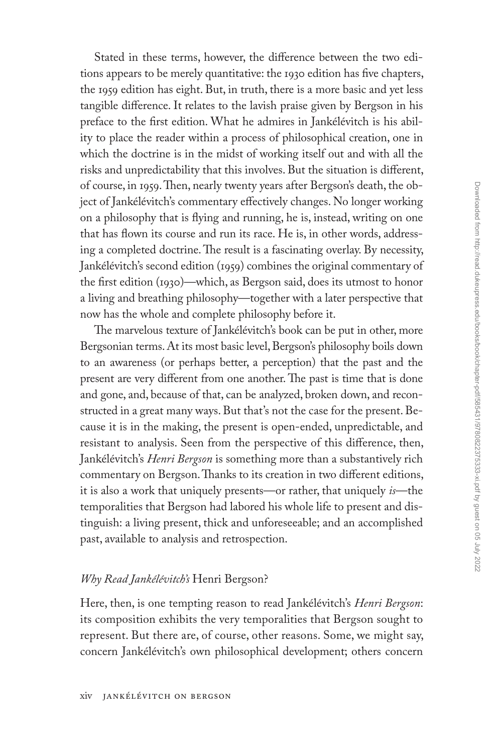Stated in these terms, however, the difference between the two editions appears to be merely quantitative: the 1930 edition has five chapters, the 1959 edition has eight. But, in truth, there is a more basic and yet less tangible difference. It relates to the lavish praise given by Bergson in his preface to the first edition. What he admires in Jankélévitch is his ability to place the reader within a process of philosophical creation, one in which the doctrine is in the midst of working itself out and with all the risks and unpredictability that this involves. But the situation is different, of course, in 1959. Then, nearly twenty years after Bergson's death, the object of Jankélévitch's commentary effectively changes. No longer working on a philosophy that is flying and running, he is, instead, writing on one that has flown its course and run its race. He is, in other words, addressing a completed doctrine. The result is a fascinating overlay. By necessity, Jankélévitch's second edition (1959) combines the original commentary of the first edition (1930)—which, as Bergson said, does its utmost to honor a living and breathing philosophy—together with a later perspective that now has the whole and complete philosophy before it.

The marvelous texture of Jankélévitch's book can be put in other, more Bergsonian terms. At its most basic level, Bergson's philosophy boils down to an awareness (or perhaps better, a perception) that the past and the present are very different from one another. The past is time that is done and gone, and, because of that, can be analyzed, broken down, and reconstructed in a great many ways. But that's not the case for the present. Because it is in the making, the present is open-ended, unpredictable, and resistant to analysis. Seen from the perspective of this difference, then, Jankélévitch's *Henri Bergson* is something more than a substantively rich commentary on Bergson. Thanks to its creation in two different editions, it is also a work that uniquely presents—or rather, that uniquely *is*—the temporalities that Bergson had labored his whole life to present and distinguish: a living present, thick and unforeseeable; and an accomplished past, available to analysis and retrospection.

### *Why Read Jankélévitch's* Henri Bergson?

Here, then, is one tempting reason to read Jankélévitch's *Henri Bergson*: its composition exhibits the very temporalities that Bergson sought to represent. But there are, of course, other reasons. Some, we might say, concern Jankélévitch's own philosophical development; others concern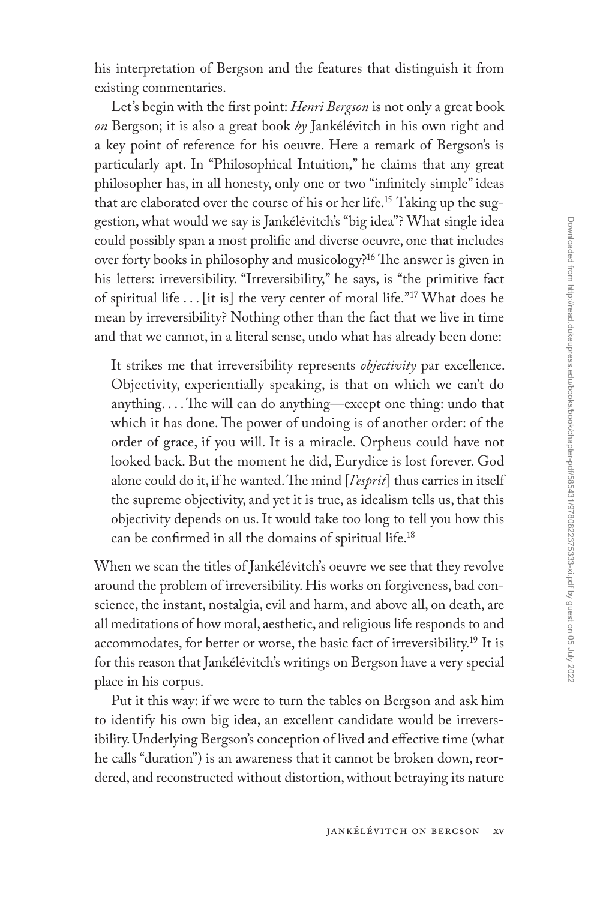his interpretation of Bergson and the features that distinguish it from existing commentaries.

Let's begin with the first point: *Henri Bergson* is not only a great book *on* Bergson; it is also a great book *by* Jankélévitch in his own right and a key point of reference for his oeuvre. Here a remark of Bergson's is particularly apt. In "Philosophical Intuition," he claims that any great philosopher has, in all honesty, only one or two "infinitely simple" ideas that are elaborated over the course of his or her life.[15] Taking up the suggestion, what would we say is Jankélévitch's "big idea"? What single idea could possibly span a most prolific and diverse oeuvre, one that includes over forty books in philosophy and musicology?[16] The answer is given in his letters: irreversibility. "Irreversibility," he says, is "the primitive fact of spiritual life . . . [it is] the very center of moral life."[17] What does he mean by irreversibility? Nothing other than the fact that we live in time and that we cannot, in a literal sense, undo what has already been done:

> It strikes me that irreversibility represents *objectivity* par excellence. Objectivity, experientially speaking, is that on which we can't do anything. . . . The will can do anything—except one thing: undo that which it has done. The power of undoing is of another order: of the order of grace, if you will. It is a miracle. Orpheus could have not looked back. But the moment he did, Eurydice is lost forever. God alone could do it, if he wanted. The mind [*l'esprit*] thus carries in itself the supreme objectivity, and yet it is true, as idealism tells us, that this objectivity depends on us. It would take too long to tell you how this can be confirmed in all the domains of spiritual life.[18]

When we scan the titles of Jankélévitch's oeuvre we see that they revolve around the problem of irreversibility. His works on forgiveness, bad conscience, the instant, nostalgia, evil and harm, and above all, on death, are all meditations of how moral, aesthetic, and religious life responds to and accommodates, for better or worse, the basic fact of irreversibility.[19] It is for this reason that Jankélévitch's writings on Bergson have a very special place in his corpus.

Put it this way: if we were to turn the tables on Bergson and ask him to identify his own big idea, an excellent candidate would be irreversibility. Underlying Bergson's conception of lived and effective time (what he calls "duration") is an awareness that it cannot be broken down, reordered, and reconstructed without distortion, without betraying its nature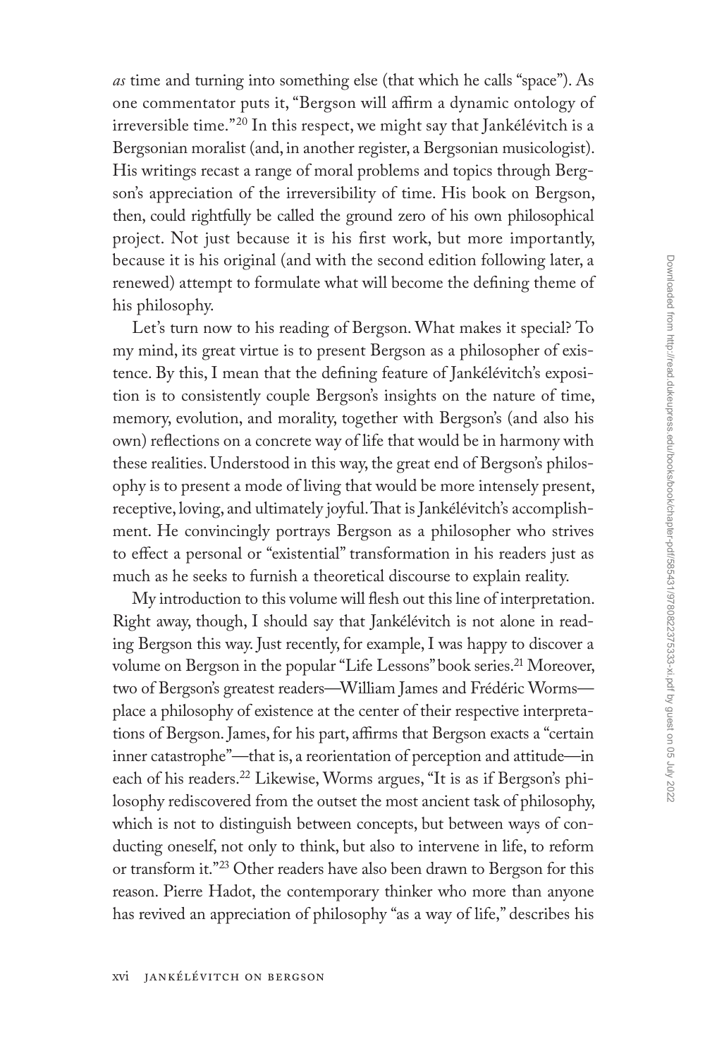*as* time and turning into something else (that which he calls "space"). As one commentator puts it, "Bergson will affirm a dynamic ontology of irreversible time."[20] In this respect, we might say that Jankélévitch is a Bergsonian moralist (and, in another register, a Bergsonian musicologist). His writings recast a range of moral problems and topics through Bergson's appreciation of the irreversibility of time. His book on Bergson, then, could rightfully be called the ground zero of his own philosophical project. Not just because it is his first work, but more importantly, because it is his original (and with the second edition following later, a renewed) attempt to formulate what will become the defining theme of his philosophy.

Let's turn now to his reading of Bergson. What makes it special? To my mind, its great virtue is to present Bergson as a philosopher of existence. By this, I mean that the defining feature of Jankélévitch's exposition is to consistently couple Bergson's insights on the nature of time, memory, evolution, and morality, together with Bergson's (and also his own) reflections on a concrete way of life that would be in harmony with these realities. Understood in this way, the great end of Bergson's philosophy is to present a mode of living that would be more intensely present, receptive, loving, and ultimately joyful. That is Jankélévitch's accomplishment. He convincingly portrays Bergson as a philosopher who strives to effect a personal or "existential" transformation in his readers just as much as he seeks to furnish a theoretical discourse to explain reality.

My introduction to this volume will flesh out this line of interpretation. Right away, though, I should say that Jankélévitch is not alone in reading Bergson this way. Just recently, for example, I was happy to discover a volume on Bergson in the popular "Life Lessons" book series.[21] Moreover, two of Bergson's greatest readers—William James and Frédéric Worms—place a philosophy of existence at the center of their respective interpretations of Bergson. James, for his part, affirms that Bergson exacts a "certain inner catastrophe"—that is, a reorientation of perception and attitude—in each of his readers.[22] Likewise, Worms argues, "It is as if Bergson's philosophy rediscovered from the outset the most ancient task of philosophy, which is not to distinguish between concepts, but between ways of conducting oneself, not only to think, but also to intervene in life, to reform or transform it."[23] Other readers have also been drawn to Bergson for this reason. Pierre Hadot, the contemporary thinker who more than anyone has revived an appreciation of philosophy "as a way of life," describes his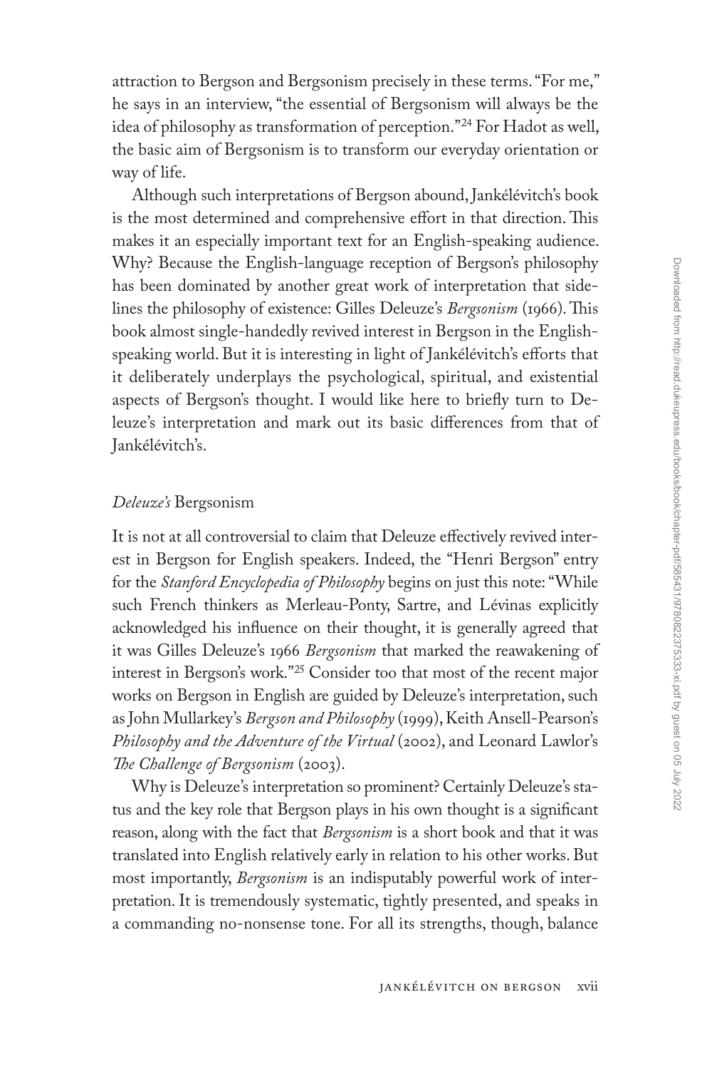attraction to Bergson and Bergsonism precisely in these terms. "For me," he says in an interview, "the essential of Bergsonism will always be the idea of philosophy as transformation of perception."[24] For Hadot as well, the basic aim of Bergsonism is to transform our everyday orientation or way of life.

Although such interpretations of Bergson abound, Jankélévitch's book is the most determined and comprehensive effort in that direction. This makes it an especially important text for an English-speaking audience. Why? Because the English-language reception of Bergson's philosophy has been dominated by another great work of interpretation that sidelines the philosophy of existence: Gilles Deleuze's *Bergsonism* (1966). This book almost single-handedly revived interest in Bergson in the English-speaking world. But it is interesting in light of Jankélévitch's efforts that it deliberately underplays the psychological, spiritual, and existential aspects of Bergson's thought. I would like here to briefly turn to Deleuze's interpretation and mark out its basic differences from that of Jankélévitch's.

## *Deleuze's* Bergsonism

It is not at all controversial to claim that Deleuze effectively revived interest in Bergson for English speakers. Indeed, the "Henri Bergson" entry for the *Stanford Encyclopedia of Philosophy* begins on just this note: "While such French thinkers as Merleau-Ponty, Sartre, and Lévinas explicitly acknowledged his influence on their thought, it is generally agreed that it was Gilles Deleuze's 1966 *Bergsonism* that marked the reawakening of interest in Bergson's work."[25] Consider too that most of the recent major works on Bergson in English are guided by Deleuze's interpretation, such as John Mullarkey's *Bergson and Philosophy* (1999), Keith Ansell-Pearson's *Philosophy and the Adventure of the Virtual* (2002), and Leonard Lawlor's *The Challenge of Bergsonism* (2003).

Why is Deleuze's interpretation so prominent? Certainly Deleuze's status and the key role that Bergson plays in his own thought is a significant reason, along with the fact that *Bergsonism* is a short book and that it was translated into English relatively early in relation to his other works. But most importantly, *Bergsonism* is an indisputably powerful work of interpretation. It is tremendously systematic, tightly presented, and speaks in a commanding no-nonsense tone. For all its strengths, though, balance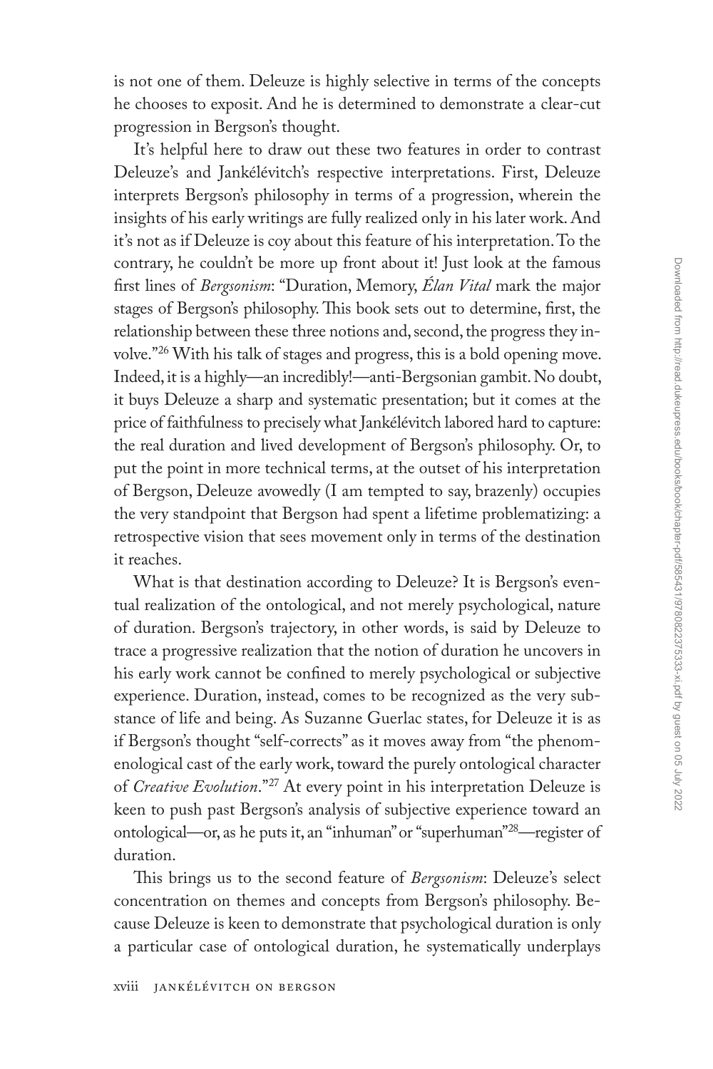is not one of them. Deleuze is highly selective in terms of the concepts he chooses to exposit. And he is determined to demonstrate a clear-cut progression in Bergson's thought.

It's helpful here to draw out these two features in order to contrast Deleuze's and Jankélévitch's respective interpretations. First, Deleuze interprets Bergson's philosophy in terms of a progression, wherein the insights of his early writings are fully realized only in his later work. And it's not as if Deleuze is coy about this feature of his interpretation. To the contrary, he couldn't be more up front about it! Just look at the famous first lines of *Bergsonism*: "Duration, Memory, *Élan Vital* mark the major stages of Bergson's philosophy. This book sets out to determine, first, the relationship between these three notions and, second, the progress they involve."[26] With his talk of stages and progress, this is a bold opening move. Indeed, it is a highly—an incredibly!—anti-Bergsonian gambit. No doubt, it buys Deleuze a sharp and systematic presentation; but it comes at the price of faithfulness to precisely what Jankélévitch labored hard to capture: the real duration and lived development of Bergson's philosophy. Or, to put the point in more technical terms, at the outset of his interpretation of Bergson, Deleuze avowedly (I am tempted to say, brazenly) occupies the very standpoint that Bergson had spent a lifetime problematizing: a retrospective vision that sees movement only in terms of the destination it reaches.

What is that destination according to Deleuze? It is Bergson's eventual realization of the ontological, and not merely psychological, nature of duration. Bergson's trajectory, in other words, is said by Deleuze to trace a progressive realization that the notion of duration he uncovers in his early work cannot be confined to merely psychological or subjective experience. Duration, instead, comes to be recognized as the very substance of life and being. As Suzanne Guerlac states, for Deleuze it is as if Bergson's thought "self-corrects" as it moves away from "the phenomenological cast of the early work, toward the purely ontological character of *Creative Evolution*."[27] At every point in his interpretation Deleuze is keen to push past Bergson's analysis of subjective experience toward an ontological—or, as he puts it, an "inhuman" or "superhuman"[28]—register of duration.

This brings us to the second feature of *Bergsonism*: Deleuze's select concentration on themes and concepts from Bergson's philosophy. Because Deleuze is keen to demonstrate that psychological duration is only a particular case of ontological duration, he systematically underplays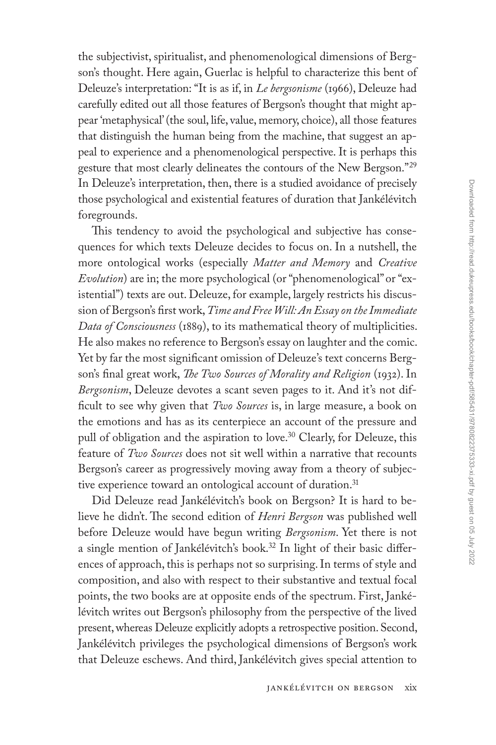the subjectivist, spiritualist, and phenomenological dimensions of Bergson's thought. Here again, Guerlac is helpful to characterize this bent of Deleuze's interpretation: "It is as if, in *Le bergsonisme* (1966), Deleuze had carefully edited out all those features of Bergson's thought that might appear 'metaphysical' (the soul, life, value, memory, choice), all those features that distinguish the human being from the machine, that suggest an appeal to experience and a phenomenological perspective. It is perhaps this gesture that most clearly delineates the contours of the New Bergson."[29] In Deleuze's interpretation, then, there is a studied avoidance of precisely those psychological and existential features of duration that Jankélévitch foregrounds.

This tendency to avoid the psychological and subjective has consequences for which texts Deleuze decides to focus on. In a nutshell, the more ontological works (especially *Matter and Memory* and *Creative Evolution*) are in; the more psychological (or "phenomenological" or "existential") texts are out. Deleuze, for example, largely restricts his discussion of Bergson's first work, *Time and Free Will: An Essay on the Immediate Data of Consciousness* (1889), to its mathematical theory of multiplicities. He also makes no reference to Bergson's essay on laughter and the comic. Yet by far the most significant omission of Deleuze's text concerns Bergson's final great work, *The Two Sources of Morality and Religion* (1932). In *Bergsonism*, Deleuze devotes a scant seven pages to it. And it's not difficult to see why given that *Two Sources* is, in large measure, a book on the emotions and has as its centerpiece an account of the pressure and pull of obligation and the aspiration to love.[30] Clearly, for Deleuze, this feature of *Two Sources* does not sit well within a narrative that recounts Bergson's career as progressively moving away from a theory of subjective experience toward an ontological account of duration.[31]

Did Deleuze read Jankélévitch's book on Bergson? It is hard to believe he didn't. The second edition of *Henri Bergson* was published well before Deleuze would have begun writing *Bergsonism*. Yet there is not a single mention of Jankélévitch's book.[32] In light of their basic differences of approach, this is perhaps not so surprising. In terms of style and composition, and also with respect to their substantive and textual focal points, the two books are at opposite ends of the spectrum. First, Jankélévitch writes out Bergson's philosophy from the perspective of the lived present, whereas Deleuze explicitly adopts a retrospective position. Second, Jankélévitch privileges the psychological dimensions of Bergson's work that Deleuze eschews. And third, Jankélévitch gives special attention to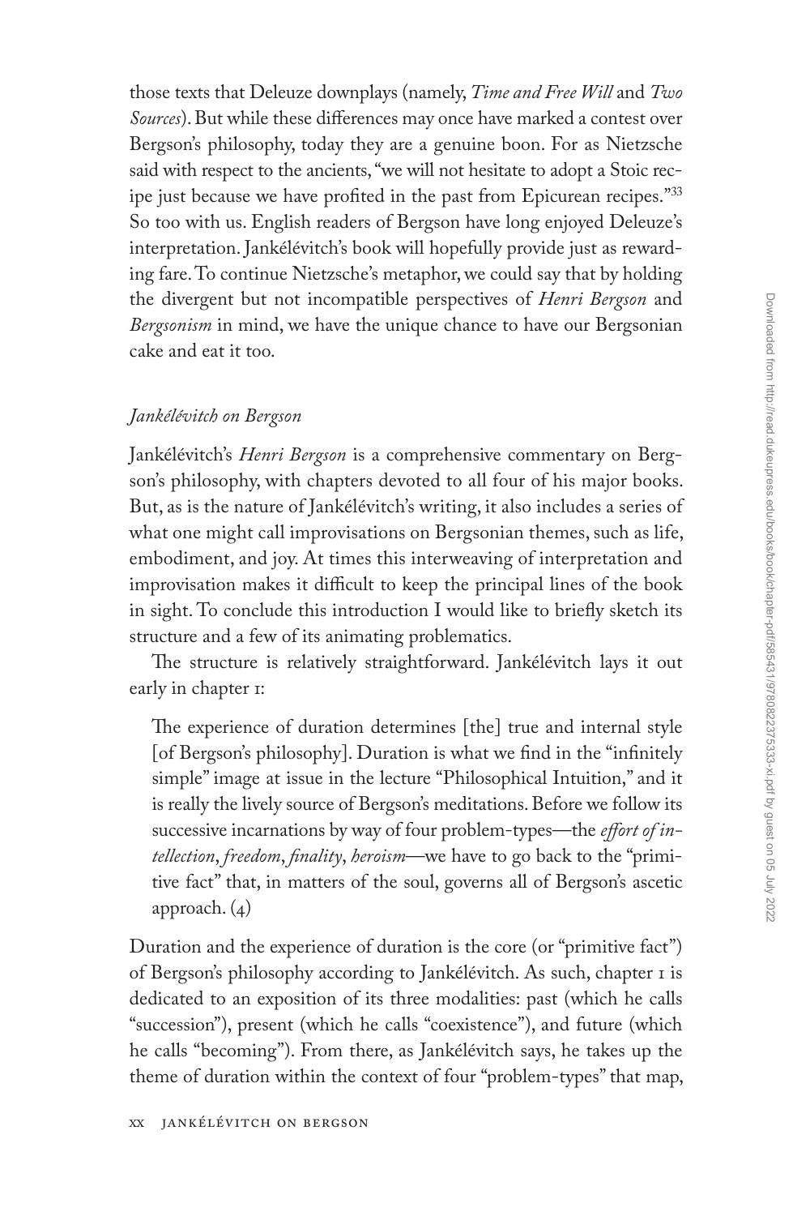those texts that Deleuze downplays (namely, *Time and Free Will* and *Two Sources*). But while these differences may once have marked a contest over Bergson's philosophy, today they are a genuine boon. For as Nietzsche said with respect to the ancients, "we will not hesitate to adopt a Stoic recipe just because we have profited in the past from Epicurean recipes."[33] So too with us. English readers of Bergson have long enjoyed Deleuze's interpretation. Jankélévitch's book will hopefully provide just as rewarding fare. To continue Nietzsche's metaphor, we could say that by holding the divergent but not incompatible perspectives of *Henri Bergson* and *Bergsonism* in mind, we have the unique chance to have our Bergsonian cake and eat it too.

### *Jankélévitch on Bergson*

Jankélévitch's *Henri Bergson* is a comprehensive commentary on Bergson's philosophy, with chapters devoted to all four of his major books. But, as is the nature of Jankélévitch's writing, it also includes a series of what one might call improvisations on Bergsonian themes, such as life, embodiment, and joy. At times this interweaving of interpretation and improvisation makes it difficult to keep the principal lines of the book in sight. To conclude this introduction I would like to briefly sketch its structure and a few of its animating problematics.

The structure is relatively straightforward. Jankélévitch lays it out early in chapter 1:

> The experience of duration determines [the] true and internal style [of Bergson's philosophy]. Duration is what we find in the "infinitely simple" image at issue in the lecture "Philosophical Intuition," and it is really the lively source of Bergson's meditations. Before we follow its successive incarnations by way of four problem-types—the *effort of intellection*, *freedom*, *finality*, *heroism*—we have to go back to the "primitive fact" that, in matters of the soul, governs all of Bergson's ascetic approach. (4)

Duration and the experience of duration is the core (or "primitive fact") of Bergson's philosophy according to Jankélévitch. As such, chapter 1 is dedicated to an exposition of its three modalities: past (which he calls "succession"), present (which he calls "coexistence"), and future (which he calls "becoming"). From there, as Jankélévitch says, he takes up the theme of duration within the context of four "problem-types" that map,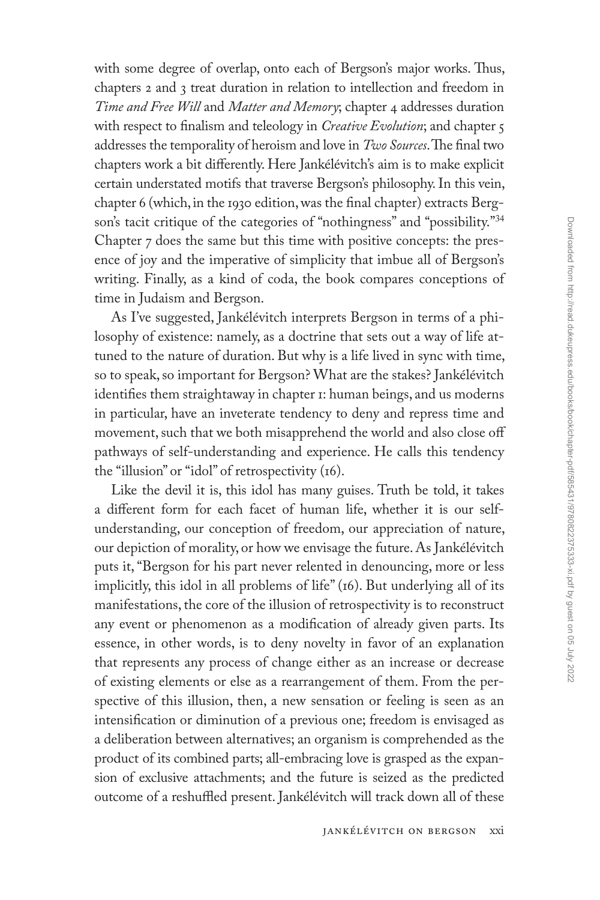with some degree of overlap, onto each of Bergson's major works. Thus, chapters 2 and 3 treat duration in relation to intellection and freedom in *Time and Free Will* and *Matter and Memory*; chapter 4 addresses duration with respect to finalism and teleology in *Creative Evolution*; and chapter 5 addresses the temporality of heroism and love in *Two Sources*. The final two chapters work a bit differently. Here Jankélévitch's aim is to make explicit certain understated motifs that traverse Bergson's philosophy. In this vein, chapter 6 (which, in the 1930 edition, was the final chapter) extracts Bergson's tacit critique of the categories of "nothingness" and "possibility."[34] Chapter 7 does the same but this time with positive concepts: the presence of joy and the imperative of simplicity that imbue all of Bergson's writing. Finally, as a kind of coda, the book compares conceptions of time in Judaism and Bergson.

As I've suggested, Jankélévitch interprets Bergson in terms of a philosophy of existence: namely, as a doctrine that sets out a way of life attuned to the nature of duration. But why is a life lived in sync with time, so to speak, so important for Bergson? What are the stakes? Jankélévitch identifies them straightaway in chapter 1: human beings, and us moderns in particular, have an inveterate tendency to deny and repress time and movement, such that we both misapprehend the world and also close off pathways of self-understanding and experience. He calls this tendency the "illusion" or "idol" of retrospectivity (16).

Like the devil it is, this idol has many guises. Truth be told, it takes a different form for each facet of human life, whether it is our self-understanding, our conception of freedom, our appreciation of nature, our depiction of morality, or how we envisage the future. As Jankélévitch puts it, "Bergson for his part never relented in denouncing, more or less implicitly, this idol in all problems of life" (16). But underlying all of its manifestations, the core of the illusion of retrospectivity is to reconstruct any event or phenomenon as a modification of already given parts. Its essence, in other words, is to deny novelty in favor of an explanation that represents any process of change either as an increase or decrease of existing elements or else as a rearrangement of them. From the perspective of this illusion, then, a new sensation or feeling is seen as an intensification or diminution of a previous one; freedom is envisaged as a deliberation between alternatives; an organism is comprehended as the product of its combined parts; all-embracing love is grasped as the expansion of exclusive attachments; and the future is seized as the predicted outcome of a reshuffled present. Jankélévitch will track down all of these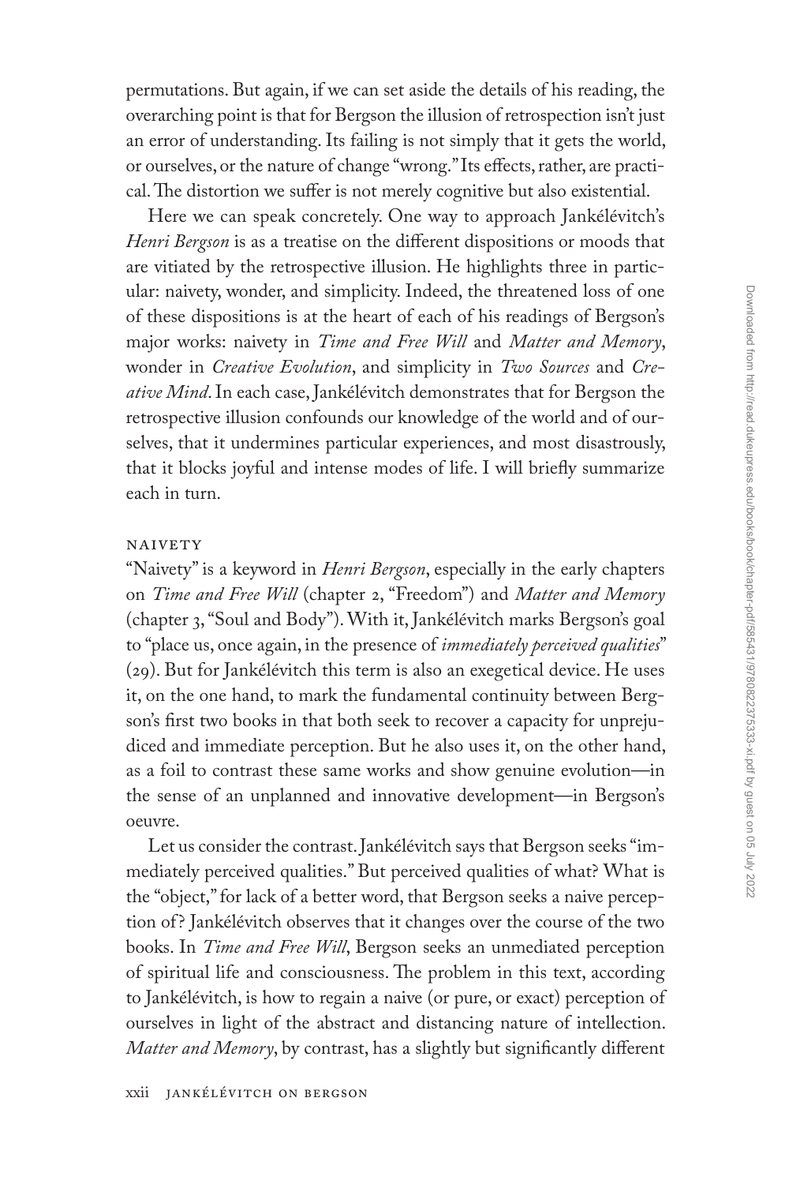permutations. But again, if we can set aside the details of his reading, the overarching point is that for Bergson the illusion of retrospection isn't just an error of understanding. Its failing is not simply that it gets the world, or ourselves, or the nature of change "wrong." Its effects, rather, are practical. The distortion we suffer is not merely cognitive but also existential.

Here we can speak concretely. One way to approach Jankélévitch's *Henri Bergson* is as a treatise on the different dispositions or moods that are vitiated by the retrospective illusion. He highlights three in particular: naivety, wonder, and simplicity. Indeed, the threatened loss of one of these dispositions is at the heart of each of his readings of Bergson's major works: naivety in *Time and Free Will* and *Matter and Memory*, wonder in *Creative Evolution*, and simplicity in *Two Sources* and *Creative Mind*. In each case, Jankélévitch demonstrates that for Bergson the retrospective illusion confounds our knowledge of the world and of ourselves, that it undermines particular experiences, and most disastrously, that it blocks joyful and intense modes of life. I will briefly summarize each in turn.

### Naivety

"Naivety" is a keyword in *Henri Bergson*, especially in the early chapters on *Time and Free Will* (chapter 2, "Freedom") and *Matter and Memory* (chapter 3, "Soul and Body"). With it, Jankélévitch marks Bergson's goal to "place us, once again, in the presence of *immediately perceived qualities*" (29). But for Jankélévitch this term is also an exegetical device. He uses it, on the one hand, to mark the fundamental continuity between Bergson's first two books in that both seek to recover a capacity for unprejudiced and immediate perception. But he also uses it, on the other hand, as a foil to contrast these same works and show genuine evolution—in the sense of an unplanned and innovative development—in Bergson's oeuvre.

Let us consider the contrast. Jankélévitch says that Bergson seeks "immediately perceived qualities." But perceived qualities of what? What is the "object," for lack of a better word, that Bergson seeks a naive perception of? Jankélévitch observes that it changes over the course of the two books. In *Time and Free Will*, Bergson seeks an unmediated perception of spiritual life and consciousness. The problem in this text, according to Jankélévitch, is how to regain a naive (or pure, or exact) perception of ourselves in light of the abstract and distancing nature of intellection. *Matter and Memory*, by contrast, has a slightly but significantly different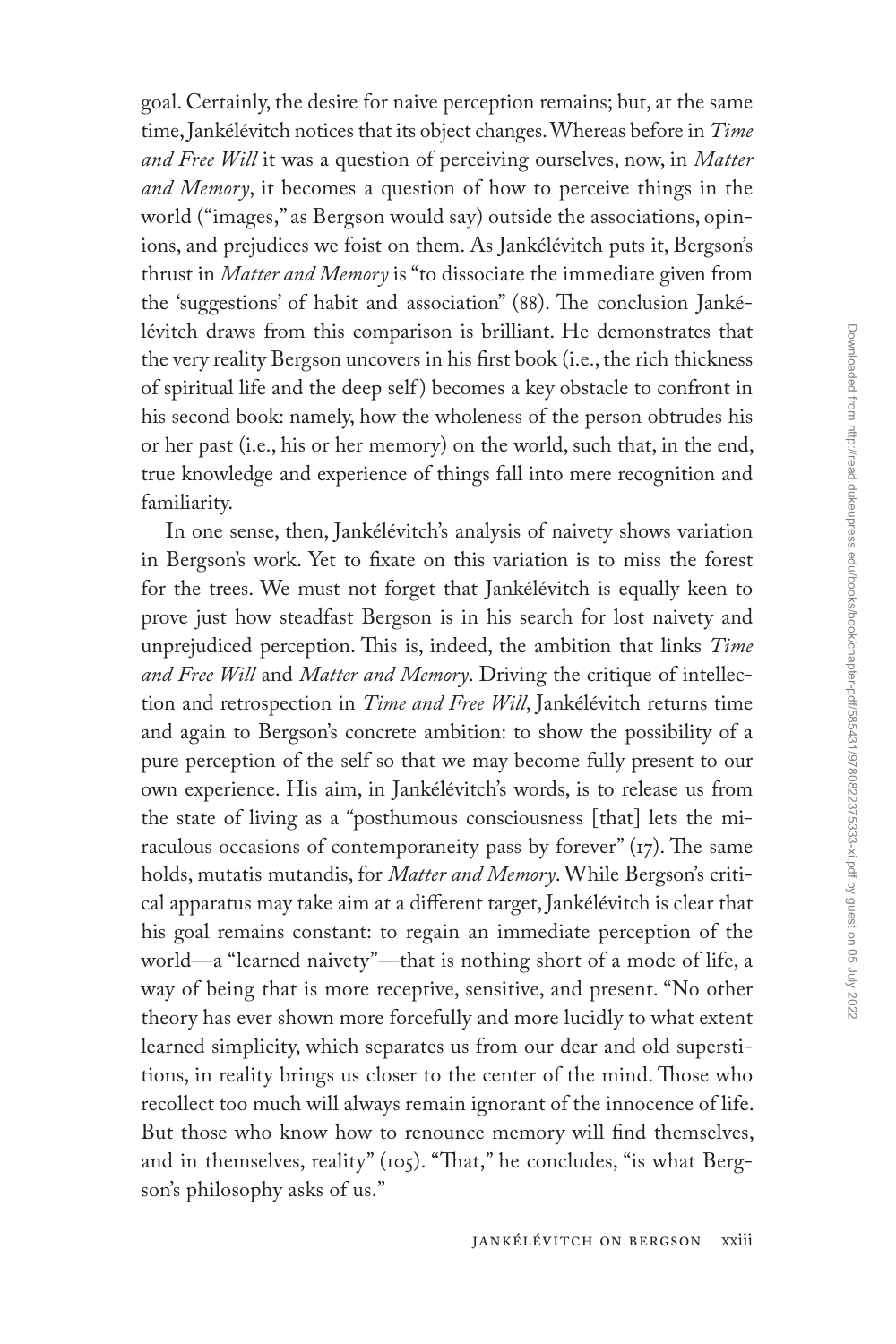goal. Certainly, the desire for naive perception remains; but, at the same time, Jankélévitch notices that its object changes. Whereas before in *Time and Free Will* it was a question of perceiving ourselves, now, in *Matter and Memory*, it becomes a question of how to perceive things in the world ("images," as Bergson would say) outside the associations, opinions, and prejudices we foist on them. As Jankélévitch puts it, Bergson's thrust in *Matter and Memory* is "to dissociate the immediate given from the 'suggestions' of habit and association" (88). The conclusion Jankélévitch draws from this comparison is brilliant. He demonstrates that the very reality Bergson uncovers in his first book (i.e., the rich thickness of spiritual life and the deep self) becomes a key obstacle to confront in his second book: namely, how the wholeness of the person obtrudes his or her past (i.e., his or her memory) on the world, such that, in the end, true knowledge and experience of things fall into mere recognition and familiarity.

In one sense, then, Jankélévitch's analysis of naivety shows variation in Bergson's work. Yet to fixate on this variation is to miss the forest for the trees. We must not forget that Jankélévitch is equally keen to prove just how steadfast Bergson is in his search for lost naivety and unprejudiced perception. This is, indeed, the ambition that links *Time and Free Will* and *Matter and Memory*. Driving the critique of intellection and retrospection in *Time and Free Will*, Jankélévitch returns time and again to Bergson's concrete ambition: to show the possibility of a pure perception of the self so that we may become fully present to our own experience. His aim, in Jankélévitch's words, is to release us from the state of living as a "posthumous consciousness [that] lets the miraculous occasions of contemporaneity pass by forever" (17). The same holds, mutatis mutandis, for *Matter and Memory*. While Bergson's critical apparatus may take aim at a different target, Jankélévitch is clear that his goal remains constant: to regain an immediate perception of the world—a "learned naivety"—that is nothing short of a mode of life, a way of being that is more receptive, sensitive, and present. "No other theory has ever shown more forcefully and more lucidly to what extent learned simplicity, which separates us from our dear and old superstitions, in reality brings us closer to the center of the mind. Those who recollect too much will always remain ignorant of the innocence of life. But those who know how to renounce memory will find themselves, and in themselves, reality" (105). "That," he concludes, "is what Bergson's philosophy asks of us."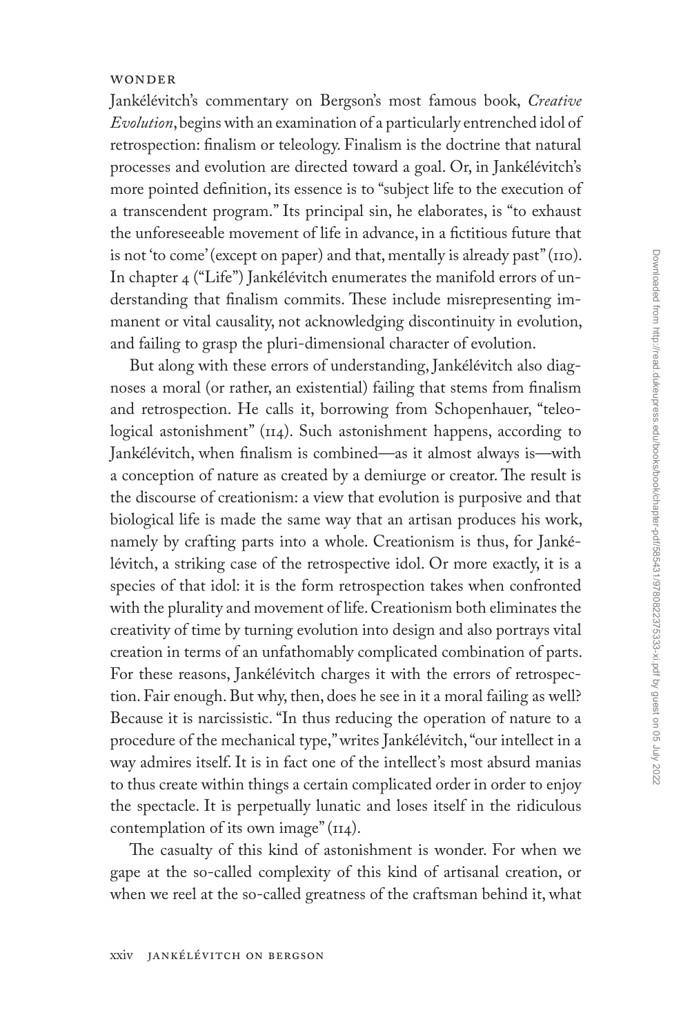## Wonder

Jankélévitch's commentary on Bergson's most famous book, *Creative Evolution*, begins with an examination of a particularly entrenched idol of retrospection: finalism or teleology. Finalism is the doctrine that natural processes and evolution are directed toward a goal. Or, in Jankélévitch's more pointed definition, its essence is to "subject life to the execution of a transcendent program." Its principal sin, he elaborates, is "to exhaust the unforeseeable movement of life in advance, in a fictitious future that is not 'to come' (except on paper) and that, mentally is already past" (110). In chapter 4 ("Life") Jankélévitch enumerates the manifold errors of understanding that finalism commits. These include misrepresenting immanent or vital causality, not acknowledging discontinuity in evolution, and failing to grasp the pluri-dimensional character of evolution.

But along with these errors of understanding, Jankélévitch also diagnoses a moral (or rather, an existential) failing that stems from finalism and retrospection. He calls it, borrowing from Schopenhauer, "teleological astonishment" (114). Such astonishment happens, according to Jankélévitch, when finalism is combined—as it almost always is—with a conception of nature as created by a demiurge or creator. The result is the discourse of creationism: a view that evolution is purposive and that biological life is made the same way that an artisan produces his work, namely by crafting parts into a whole. Creationism is thus, for Jankélévitch, a striking case of the retrospective idol. Or more exactly, it is a species of that idol: it is the form retrospection takes when confronted with the plurality and movement of life. Creationism both eliminates the creativity of time by turning evolution into design and also portrays vital creation in terms of an unfathomably complicated combination of parts. For these reasons, Jankélévitch charges it with the errors of retrospection. Fair enough. But why, then, does he see in it a moral failing as well? Because it is narcissistic. "In thus reducing the operation of nature to a procedure of the mechanical type," writes Jankélévitch, "our intellect in a way admires itself. It is in fact one of the intellect's most absurd manias to thus create within things a certain complicated order in order to enjoy the spectacle. It is perpetually lunatic and loses itself in the ridiculous contemplation of its own image" (114).

The casualty of this kind of astonishment is wonder. For when we gape at the so-called complexity of this kind of artisanal creation, or when we reel at the so-called greatness of the craftsman behind it, what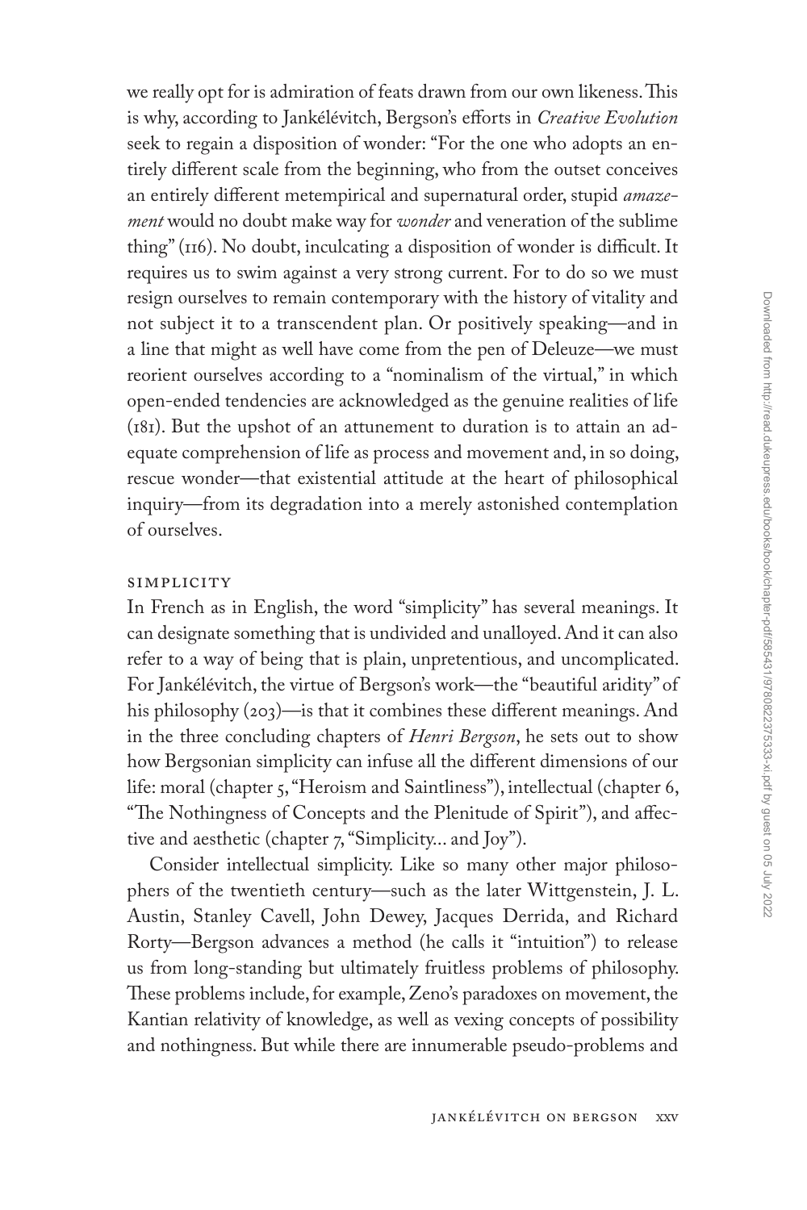we really opt for is admiration of feats drawn from our own likeness. This is why, according to Jankélévitch, Bergson's efforts in *Creative Evolution* seek to regain a disposition of wonder: "For the one who adopts an entirely different scale from the beginning, who from the outset conceives an entirely different metempirical and supernatural order, stupid *amazement* would no doubt make way for *wonder* and veneration of the sublime thing" (116). No doubt, inculcating a disposition of wonder is difficult. It requires us to swim against a very strong current. For to do so we must resign ourselves to remain contemporary with the history of vitality and not subject it to a transcendent plan. Or positively speaking—and in a line that might as well have come from the pen of Deleuze—we must reorient ourselves according to a "nominalism of the virtual," in which open-ended tendencies are acknowledged as the genuine realities of life (181). But the upshot of an attunement to duration is to attain an adequate comprehension of life as process and movement and, in so doing, rescue wonder—that existential attitude at the heart of philosophical inquiry—from its degradation into a merely astonished contemplation of ourselves.

## SIMPLICITY

In French as in English, the word "simplicity" has several meanings. It can designate something that is undivided and unalloyed. And it can also refer to a way of being that is plain, unpretentious, and uncomplicated. For Jankélévitch, the virtue of Bergson's work—the "beautiful aridity" of his philosophy (203)—is that it combines these different meanings. And in the three concluding chapters of *Henri Bergson*, he sets out to show how Bergsonian simplicity can infuse all the different dimensions of our life: moral (chapter 5, "Heroism and Saintliness"), intellectual (chapter 6, "The Nothingness of Concepts and the Plenitude of Spirit"), and affective and aesthetic (chapter 7, "Simplicity... and Joy").

Consider intellectual simplicity. Like so many other major philosophers of the twentieth century—such as the later Wittgenstein, J. L. Austin, Stanley Cavell, John Dewey, Jacques Derrida, and Richard Rorty—Bergson advances a method (he calls it "intuition") to release us from long-standing but ultimately fruitless problems of philosophy. These problems include, for example, Zeno's paradoxes on movement, the Kantian relativity of knowledge, as well as vexing concepts of possibility and nothingness. But while there are innumerable pseudo-problems and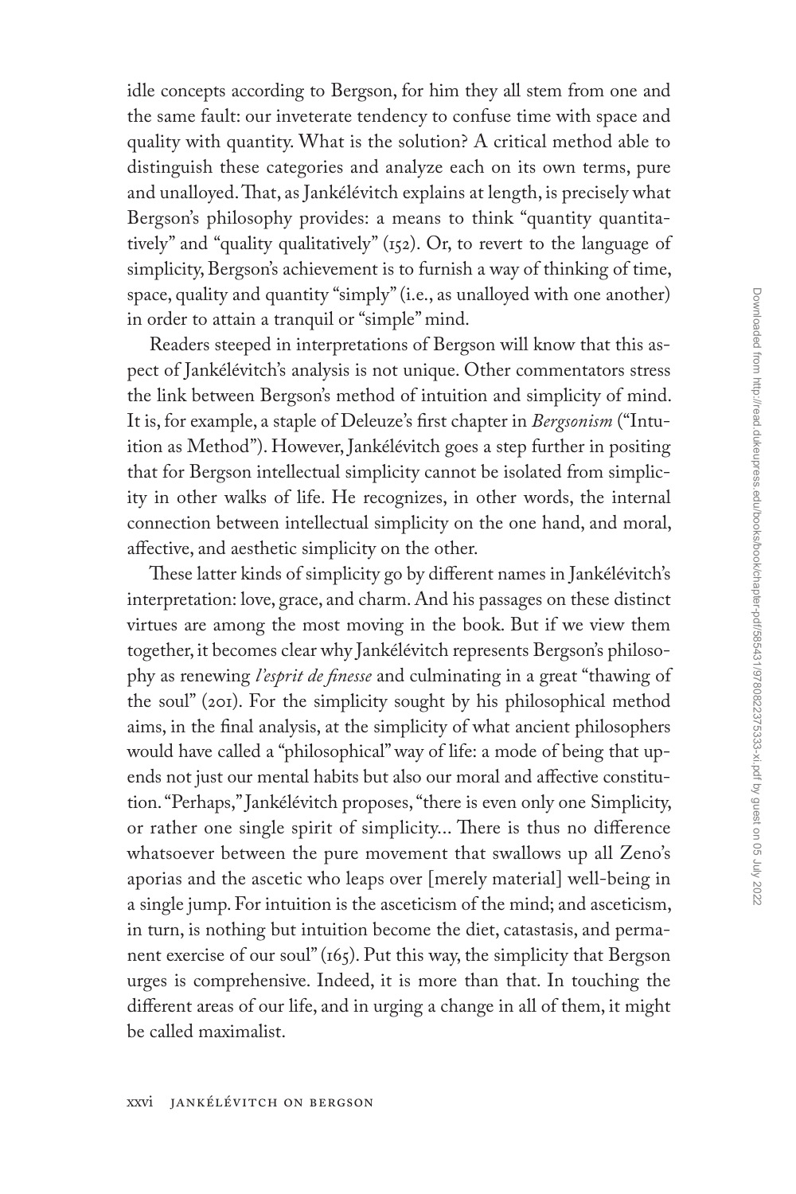idle concepts according to Bergson, for him they all stem from one and the same fault: our inveterate tendency to confuse time with space and quality with quantity. What is the solution? A critical method able to distinguish these categories and analyze each on its own terms, pure and unalloyed. That, as Jankélévitch explains at length, is precisely what Bergson's philosophy provides: a means to think "quantity quantitatively" and "quality qualitatively" (152). Or, to revert to the language of simplicity, Bergson's achievement is to furnish a way of thinking of time, space, quality and quantity "simply" (i.e., as unalloyed with one another) in order to attain a tranquil or "simple" mind.

Readers steeped in interpretations of Bergson will know that this aspect of Jankélévitch's analysis is not unique. Other commentators stress the link between Bergson's method of intuition and simplicity of mind. It is, for example, a staple of Deleuze's first chapter in *Bergsonism* ("Intuition as Method"). However, Jankélévitch goes a step further in positing that for Bergson intellectual simplicity cannot be isolated from simplicity in other walks of life. He recognizes, in other words, the internal connection between intellectual simplicity on the one hand, and moral, affective, and aesthetic simplicity on the other.

These latter kinds of simplicity go by different names in Jankélévitch's interpretation: love, grace, and charm. And his passages on these distinct virtues are among the most moving in the book. But if we view them together, it becomes clear why Jankélévitch represents Bergson's philosophy as renewing *l'esprit de finesse* and culminating in a great "thawing of the soul" (201). For the simplicity sought by his philosophical method aims, in the final analysis, at the simplicity of what ancient philosophers would have called a "philosophical" way of life: a mode of being that upends not just our mental habits but also our moral and affective constitution. "Perhaps," Jankélévitch proposes, "there is even only one Simplicity, or rather one single spirit of simplicity... There is thus no difference whatsoever between the pure movement that swallows up all Zeno's aporias and the ascetic who leaps over [merely material] well-being in a single jump. For intuition is the asceticism of the mind; and asceticism, in turn, is nothing but intuition become the diet, catastasis, and permanent exercise of our soul" (165). Put this way, the simplicity that Bergson urges is comprehensive. Indeed, it is more than that. In touching the different areas of our life, and in urging a change in all of them, it might be called maximalist.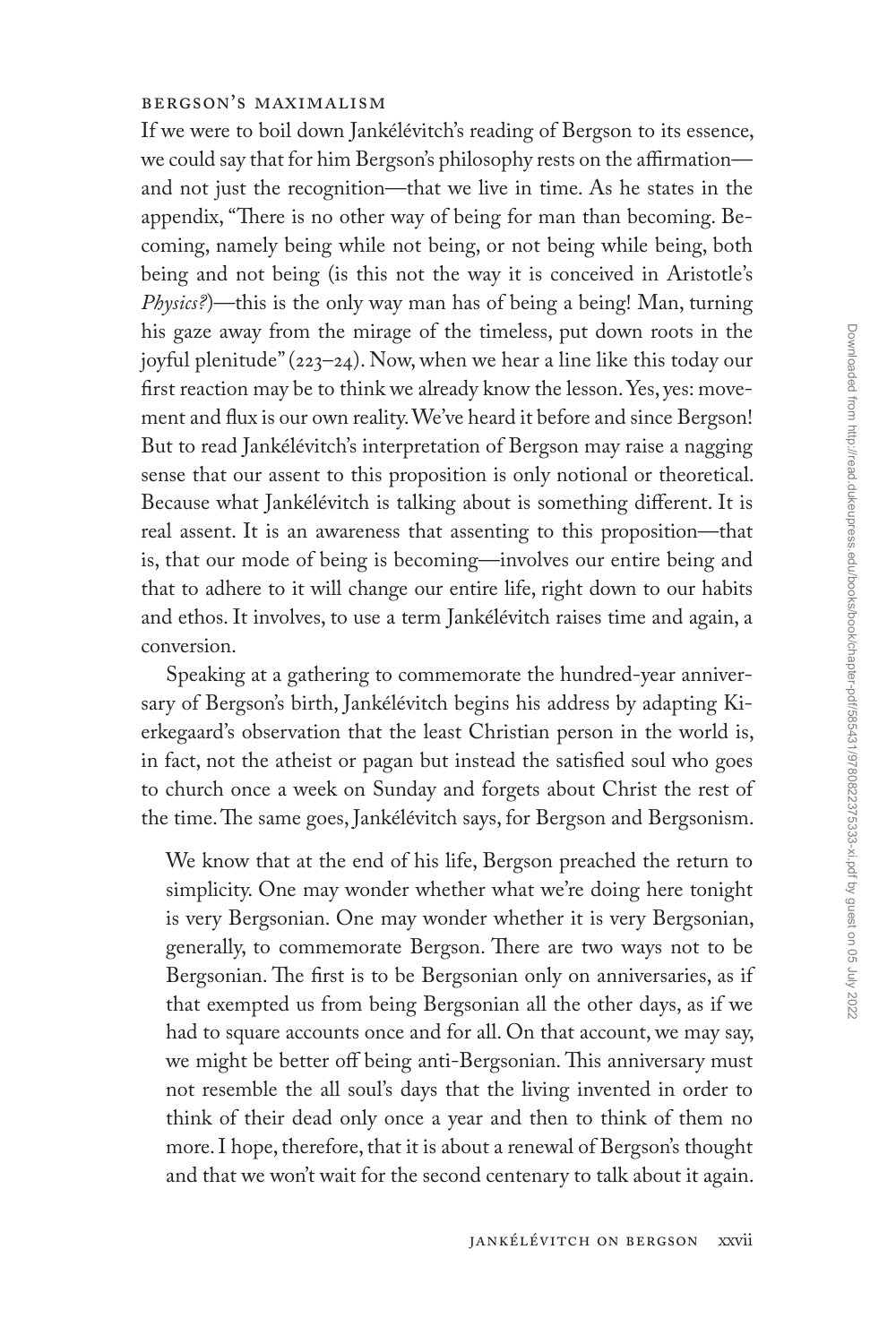## Bergson's Maximalism

If we were to boil down Jankélévitch's reading of Bergson to its essence, we could say that for him Bergson's philosophy rests on the affirmation—and not just the recognition—that we live in time. As he states in the appendix, "There is no other way of being for man than becoming. Becoming, namely being while not being, or not being while being, both being and not being (is this not the way it is conceived in Aristotle's *Physics?*)—this is the only way man has of being a being! Man, turning his gaze away from the mirage of the timeless, put down roots in the joyful plenitude" (223–24). Now, when we hear a line like this today our first reaction may be to think we already know the lesson. Yes, yes: movement and flux is our own reality. We've heard it before and since Bergson! But to read Jankélévitch's interpretation of Bergson may raise a nagging sense that our assent to this proposition is only notional or theoretical. Because what Jankélévitch is talking about is something different. It is real assent. It is an awareness that assenting to this proposition—that is, that our mode of being is becoming—involves our entire being and that to adhere to it will change our entire life, right down to our habits and ethos. It involves, to use a term Jankélévitch raises time and again, a conversion.

Speaking at a gathering to commemorate the hundred-year anniversary of Bergson's birth, Jankélévitch begins his address by adapting Kierkegaard's observation that the least Christian person in the world is, in fact, not the atheist or pagan but instead the satisfied soul who goes to church once a week on Sunday and forgets about Christ the rest of the time. The same goes, Jankélévitch says, for Bergson and Bergsonism.

> We know that at the end of his life, Bergson preached the return to simplicity. One may wonder whether what we're doing here tonight is very Bergsonian. One may wonder whether it is very Bergsonian, generally, to commemorate Bergson. There are two ways not to be Bergsonian. The first is to be Bergsonian only on anniversaries, as if that exempted us from being Bergsonian all the other days, as if we had to square accounts once and for all. On that account, we may say, we might be better off being anti-Bergsonian. This anniversary must not resemble the all soul's days that the living invented in order to think of their dead only once a year and then to think of them no more. I hope, therefore, that it is about a renewal of Bergson's thought and that we won't wait for the second centenary to talk about it again.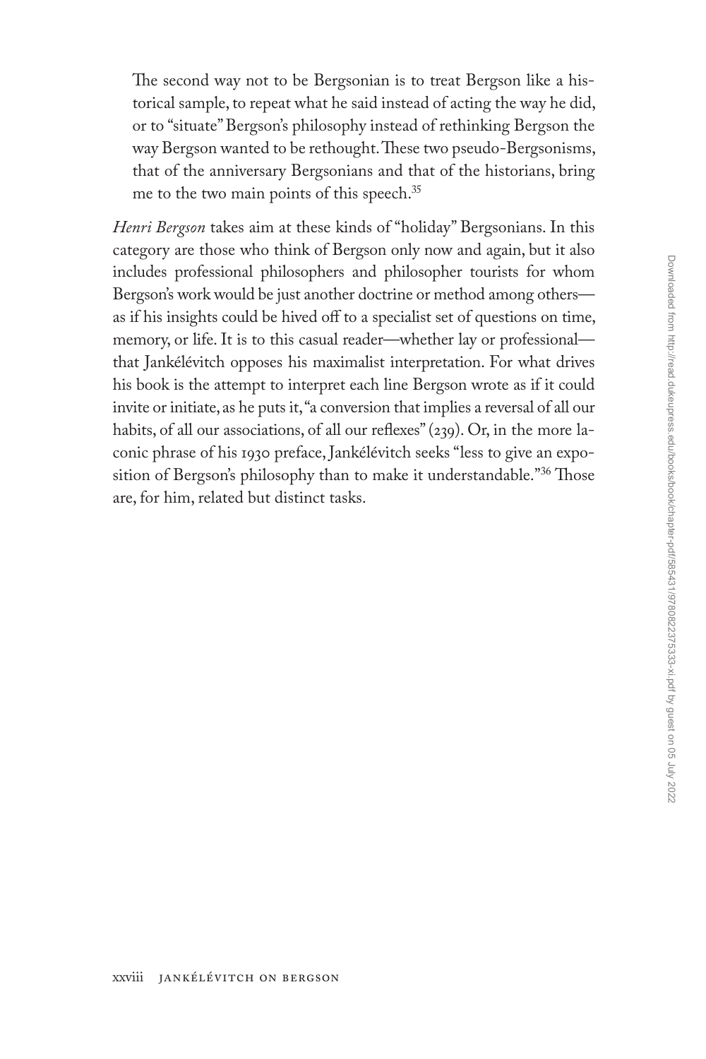> The second way not to be Bergsonian is to treat Bergson like a historical sample, to repeat what he said instead of acting the way he did, or to "situate" Bergson's philosophy instead of rethinking Bergson the way Bergson wanted to be rethought. These two pseudo-Bergsonisms, that of the anniversary Bergsonians and that of the historians, bring me to the two main points of this speech.[35]

*Henri Bergson* takes aim at these kinds of "holiday" Bergsonians. In this category are those who think of Bergson only now and again, but it also includes professional philosophers and philosopher tourists for whom Bergson's work would be just another doctrine or method among others—as if his insights could be hived off to a specialist set of questions on time, memory, or life. It is to this casual reader—whether lay or professional—that Jankélévitch opposes his maximalist interpretation. For what drives his book is the attempt to interpret each line Bergson wrote as if it could invite or initiate, as he puts it, "a conversion that implies a reversal of all our habits, of all our associations, of all our reflexes" (239). Or, in the more laconic phrase of his 1930 preface, Jankélévitch seeks "less to give an exposition of Bergson's philosophy than to make it understandable."[36] Those are, for him, related but distinct tasks.